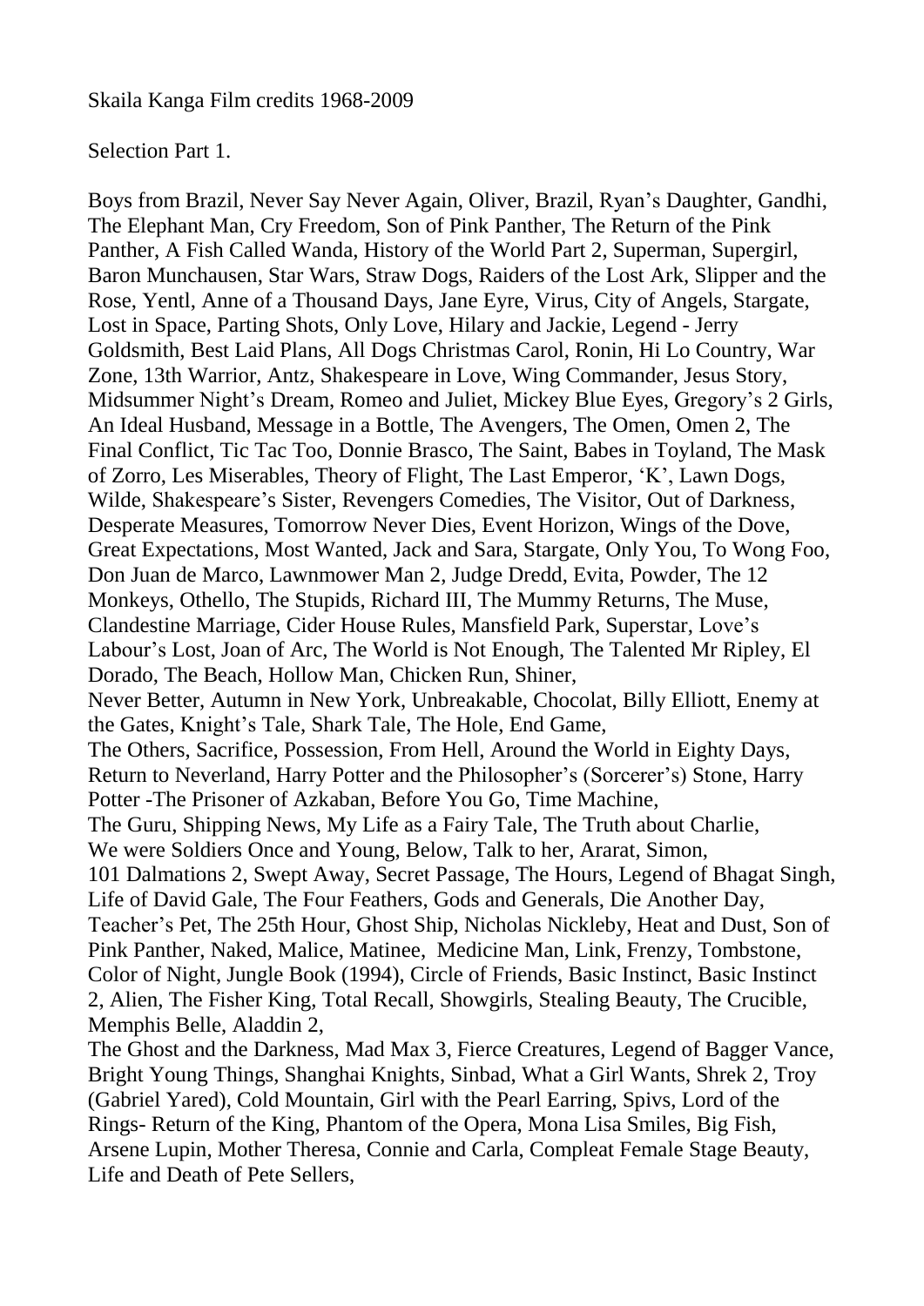Skaila Kanga Film credits 1968-2009

Selection Part 1.

Boys from Brazil, Never Say Never Again, Oliver, Brazil, Ryan's Daughter, Gandhi, The Elephant Man, Cry Freedom, Son of Pink Panther, The Return of the Pink Panther, A Fish Called Wanda, History of the World Part 2, Superman, Supergirl, Baron Munchausen, Star Wars, Straw Dogs, Raiders of the Lost Ark, Slipper and the Rose, Yentl, Anne of a Thousand Days, Jane Eyre, Virus, City of Angels, Stargate, Lost in Space, Parting Shots, Only Love, Hilary and Jackie, Legend - Jerry Goldsmith, Best Laid Plans, All Dogs Christmas Carol, Ronin, Hi Lo Country, War Zone, 13th Warrior, Antz, Shakespeare in Love, Wing Commander, Jesus Story, Midsummer Night's Dream, Romeo and Juliet, Mickey Blue Eyes, Gregory's 2 Girls, An Ideal Husband, Message in a Bottle, The Avengers, The Omen, Omen 2, The Final Conflict, Tic Tac Too, Donnie Brasco, The Saint, Babes in Toyland, The Mask of Zorro, Les Miserables, Theory of Flight, The Last Emperor, 'K', Lawn Dogs, Wilde, Shakespeare's Sister, Revengers Comedies, The Visitor, Out of Darkness, Desperate Measures, Tomorrow Never Dies, Event Horizon, Wings of the Dove, Great Expectations, Most Wanted, Jack and Sara, Stargate, Only You, To Wong Foo, Don Juan de Marco, Lawnmower Man 2, Judge Dredd, Evita, Powder, The 12 Monkeys, Othello, The Stupids, Richard III, The Mummy Returns, The Muse, Clandestine Marriage, Cider House Rules, Mansfield Park, Superstar, Love's Labour's Lost, Joan of Arc, The World is Not Enough, The Talented Mr Ripley, El Dorado, The Beach, Hollow Man, Chicken Run, Shiner,
Never Better, Autumn in New York, Unbreakable, Chocolat, Billy Elliott, Enemy at the Gates, Knight's Tale, Shark Tale, The Hole, End Game,
The Others, Sacrifice, Possession, From Hell, Around the World in Eighty Days, Return to Neverland, Harry Potter and the Philosopher's (Sorcerer's) Stone, Harry Potter -The Prisoner of Azkaban, Before You Go, Time Machine,
The Guru, Shipping News, My Life as a Fairy Tale, The Truth about Charlie,
We were Soldiers Once and Young, Below, Talk to her, Ararat, Simon,
101 Dalmations 2, Swept Away, Secret Passage, The Hours, Legend of Bhagat Singh, Life of David Gale, The Four Feathers, Gods and Generals, Die Another Day, Teacher's Pet, The 25th Hour, Ghost Ship, Nicholas Nickleby, Heat and Dust, Son of Pink Panther, Naked, Malice, Matinee, Medicine Man, Link, Frenzy, Tombstone, Color of Night, Jungle Book (1994), Circle of Friends, Basic Instinct, Basic Instinct 2, Alien, The Fisher King, Total Recall, Showgirls, Stealing Beauty, The Crucible, Memphis Belle, Aladdin 2,
The Ghost and the Darkness, Mad Max 3, Fierce Creatures, Legend of Bagger Vance, Bright Young Things, Shanghai Knights, Sinbad, What a Girl Wants, Shrek 2, Troy (Gabriel Yared), Cold Mountain, Girl with the Pearl Earring, Spivs, Lord of the Rings- Return of the King, Phantom of the Opera, Mona Lisa Smiles, Big Fish, Arsene Lupin, Mother Theresa, Connie and Carla, Compleat Female Stage Beauty, Life and Death of Pete Sellers,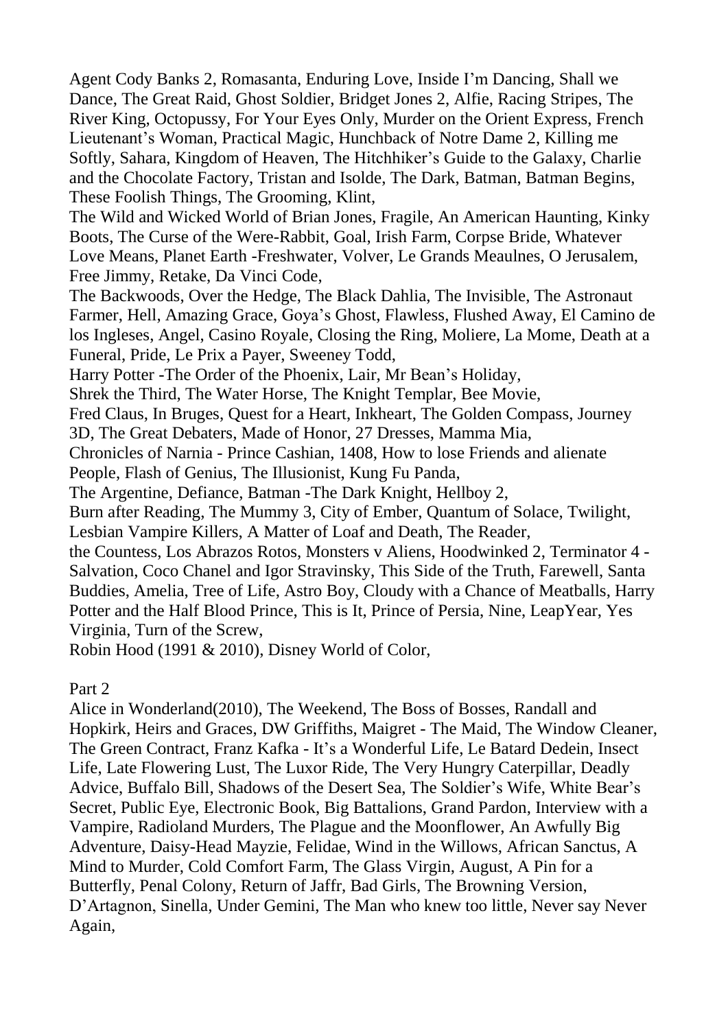Agent Cody Banks 2, Romasanta, Enduring Love, Inside I'm Dancing, Shall we Dance, The Great Raid, Ghost Soldier, Bridget Jones 2, Alfie, Racing Stripes, The River King, Octopussy, For Your Eyes Only, Murder on the Orient Express, French Lieutenant's Woman, Practical Magic, Hunchback of Notre Dame 2, Killing me Softly, Sahara, Kingdom of Heaven, The Hitchhiker's Guide to the Galaxy, Charlie and the Chocolate Factory, Tristan and Isolde, The Dark, Batman, Batman Begins, These Foolish Things, The Grooming, Klint,
The Wild and Wicked World of Brian Jones, Fragile, An American Haunting, Kinky Boots, The Curse of the Were-Rabbit, Goal, Irish Farm, Corpse Bride, Whatever Love Means, Planet Earth -Freshwater, Volver, Le Grands Meaulnes, O Jerusalem, Free Jimmy, Retake, Da Vinci Code,
The Backwoods, Over the Hedge, The Black Dahlia, The Invisible, The Astronaut Farmer, Hell, Amazing Grace, Goya's Ghost, Flawless, Flushed Away, El Camino de los Ingleses, Angel, Casino Royale, Closing the Ring, Moliere, La Mome, Death at a Funeral, Pride, Le Prix a Payer, Sweeney Todd,
Harry Potter -The Order of the Phoenix, Lair, Mr Bean's Holiday,
Shrek the Third, The Water Horse, The Knight Templar, Bee Movie,
Fred Claus, In Bruges, Quest for a Heart, Inkheart, The Golden Compass, Journey 3D, The Great Debaters, Made of Honor, 27 Dresses, Mamma Mia,
Chronicles of Narnia - Prince Cashian, 1408, How to lose Friends and alienate People, Flash of Genius, The Illusionist, Kung Fu Panda,
The Argentine, Defiance, Batman -The Dark Knight, Hellboy 2,
Burn after Reading, The Mummy 3, City of Ember, Quantum of Solace, Twilight, Lesbian Vampire Killers, A Matter of Loaf and Death, The Reader,
the Countess, Los Abrazos Rotos, Monsters v Aliens, Hoodwinked 2, Terminator 4 - Salvation, Coco Chanel and Igor Stravinsky, This Side of the Truth, Farewell, Santa Buddies, Amelia, Tree of Life, Astro Boy, Cloudy with a Chance of Meatballs, Harry Potter and the Half Blood Prince, This is It, Prince of Persia, Nine, LeapYear, Yes Virginia, Turn of the Screw,
Robin Hood (1991 & 2010), Disney World of Color,

Part 2

Alice in Wonderland(2010), The Weekend, The Boss of Bosses, Randall and Hopkirk, Heirs and Graces, DW Griffiths, Maigret - The Maid, The Window Cleaner, The Green Contract, Franz Kafka - It's a Wonderful Life, Le Batard Dedein, Insect Life, Late Flowering Lust, The Luxor Ride, The Very Hungry Caterpillar, Deadly Advice, Buffalo Bill, Shadows of the Desert Sea, The Soldier's Wife, White Bear's Secret, Public Eye, Electronic Book, Big Battalions, Grand Pardon, Interview with a Vampire, Radioland Murders, The Plague and the Moonflower, An Awfully Big Adventure, Daisy-Head Mayzie, Felidae, Wind in the Willows, African Sanctus, A Mind to Murder, Cold Comfort Farm, The Glass Virgin, August, A Pin for a Butterfly, Penal Colony, Return of Jaffr, Bad Girls, The Browning Version, D'Artagnon, Sinella, Under Gemini, The Man who knew too little, Never say Never Again,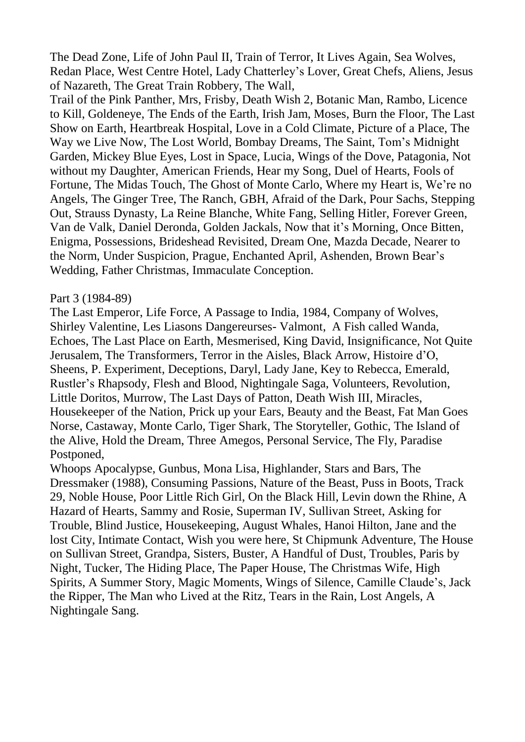The Dead Zone, Life of John Paul II, Train of Terror, It Lives Again, Sea Wolves, Redan Place, West Centre Hotel, Lady Chatterley's Lover, Great Chefs, Aliens, Jesus of Nazareth, The Great Train Robbery, The Wall,
Trail of the Pink Panther, Mrs, Frisby, Death Wish 2, Botanic Man, Rambo, Licence to Kill, Goldeneye, The Ends of the Earth, Irish Jam, Moses, Burn the Floor, The Last Show on Earth, Heartbreak Hospital, Love in a Cold Climate, Picture of a Place, The Way we Live Now, The Lost World, Bombay Dreams, The Saint, Tom's Midnight Garden, Mickey Blue Eyes, Lost in Space, Lucia, Wings of the Dove, Patagonia, Not without my Daughter, American Friends, Hear my Song, Duel of Hearts, Fools of Fortune, The Midas Touch, The Ghost of Monte Carlo, Where my Heart is, We're no Angels, The Ginger Tree, The Ranch, GBH, Afraid of the Dark, Pour Sachs, Stepping Out, Strauss Dynasty, La Reine Blanche, White Fang, Selling Hitler, Forever Green, Van de Valk, Daniel Deronda, Golden Jackals, Now that it's Morning, Once Bitten, Enigma, Possessions, Brideshead Revisited, Dream One, Mazda Decade, Nearer to the Norm, Under Suspicion, Prague, Enchanted April, Ashenden, Brown Bear's Wedding, Father Christmas, Immaculate Conception.

Part 3 (1984-89)
The Last Emperor, Life Force, A Passage to India, 1984, Company of Wolves, Shirley Valentine, Les Liasons Dangereurses- Valmont, A Fish called Wanda, Echoes, The Last Place on Earth, Mesmerised, King David, Insignificance, Not Quite Jerusalem, The Transformers, Terror in the Aisles, Black Arrow, Histoire d'O, Sheens, P. Experiment, Deceptions, Daryl, Lady Jane, Key to Rebecca, Emerald, Rustler's Rhapsody, Flesh and Blood, Nightingale Saga, Volunteers, Revolution, Little Doritos, Murrow, The Last Days of Patton, Death Wish III, Miracles, Housekeeper of the Nation, Prick up your Ears, Beauty and the Beast, Fat Man Goes Norse, Castaway, Monte Carlo, Tiger Shark, The Storyteller, Gothic, The Island of the Alive, Hold the Dream, Three Amegos, Personal Service, The Fly, Paradise Postponed,
Whoops Apocalypse, Gunbus, Mona Lisa, Highlander, Stars and Bars, The Dressmaker (1988), Consuming Passions, Nature of the Beast, Puss in Boots, Track 29, Noble House, Poor Little Rich Girl, On the Black Hill, Levin down the Rhine, A Hazard of Hearts, Sammy and Rosie, Superman IV, Sullivan Street, Asking for Trouble, Blind Justice, Housekeeping, August Whales, Hanoi Hilton, Jane and the lost City, Intimate Contact, Wish you were here, St Chipmunk Adventure, The House on Sullivan Street, Grandpa, Sisters, Buster, A Handful of Dust, Troubles, Paris by Night, Tucker, The Hiding Place, The Paper House, The Christmas Wife, High Spirits, A Summer Story, Magic Moments, Wings of Silence, Camille Claude's, Jack the Ripper, The Man who Lived at the Ritz, Tears in the Rain, Lost Angels, A Nightingale Sang.